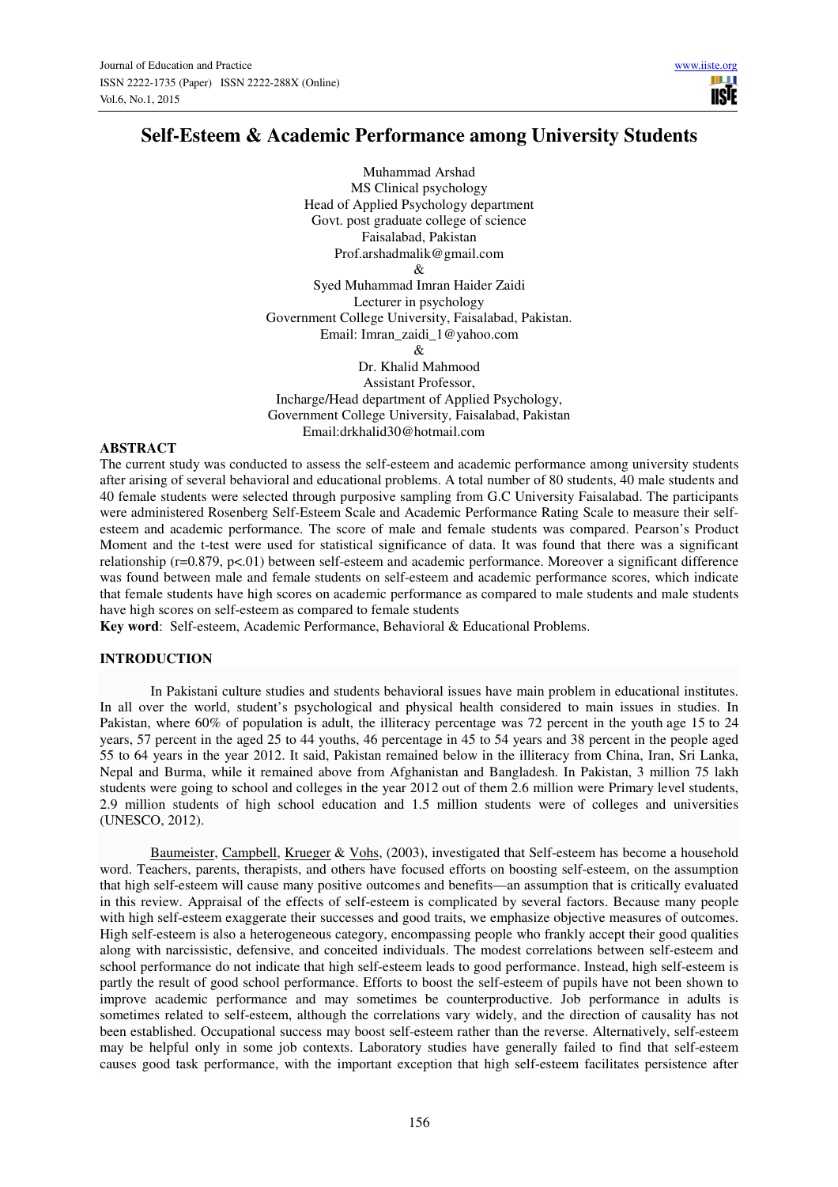# Self-Esteem & Academic Performance among University Students

Muhammad Arshad
MS Clinical psychology
Head of Applied Psychology department
Govt. post graduate college of science
Faisalabad, Pakistan
Prof.arshadmalik@gmail.com

&

Syed Muhammad Imran Haider Zaidi
Lecturer in psychology
Government College University, Faisalabad, Pakistan.
Email: Imran_zaidi_1@yahoo.com

&

Dr. Khalid Mahmood
Assistant Professor,
Incharge/Head department of Applied Psychology,
Government College University, Faisalabad, Pakistan
Email:drkhalid30@hotmail.com

## ABSTRACT

The current study was conducted to assess the self-esteem and academic performance among university students after arising of several behavioral and educational problems. A total number of 80 students, 40 male students and 40 female students were selected through purposive sampling from G.C University Faisalabad. The participants were administered Rosenberg Self-Esteem Scale and Academic Performance Rating Scale to measure their self-esteem and academic performance. The score of male and female students was compared. Pearson's Product Moment and the t-test were used for statistical significance of data. It was found that there was a significant relationship ($r=0.879$, $p<.01$) between self-esteem and academic performance. Moreover a significant difference was found between male and female students on self-esteem and academic performance scores, which indicate that female students have high scores on academic performance as compared to male students and male students have high scores on self-esteem as compared to female students

**Key word**: Self-esteem, Academic Performance, Behavioral & Educational Problems.

## INTRODUCTION

In Pakistani culture studies and students behavioral issues have main problem in educational institutes. In all over the world, student's psychological and physical health considered to main issues in studies. In Pakistan, where 60% of population is adult, the illiteracy percentage was 72 percent in the youth age 15 to 24 years, 57 percent in the aged 25 to 44 youths, 46 percentage in 45 to 54 years and 38 percent in the people aged 55 to 64 years in the year 2012. It said, Pakistan remained below in the illiteracy from China, Iran, Sri Lanka, Nepal and Burma, while it remained above from Afghanistan and Bangladesh. In Pakistan, 3 million 75 lakh students were going to school and colleges in the year 2012 out of them 2.6 million were Primary level students, 2.9 million students of high school education and 1.5 million students were of colleges and universities (UNESCO, 2012).

Baumeister, Campbell, Krueger & Vohs, (2003), investigated that Self-esteem has become a household word. Teachers, parents, therapists, and others have focused efforts on boosting self-esteem, on the assumption that high self-esteem will cause many positive outcomes and benefits—an assumption that is critically evaluated in this review. Appraisal of the effects of self-esteem is complicated by several factors. Because many people with high self-esteem exaggerate their successes and good traits, we emphasize objective measures of outcomes. High self-esteem is also a heterogeneous category, encompassing people who frankly accept their good qualities along with narcissistic, defensive, and conceited individuals. The modest correlations between self-esteem and school performance do not indicate that high self-esteem leads to good performance. Instead, high self-esteem is partly the result of good school performance. Efforts to boost the self-esteem of pupils have not been shown to improve academic performance and may sometimes be counterproductive. Job performance in adults is sometimes related to self-esteem, although the correlations vary widely, and the direction of causality has not been established. Occupational success may boost self-esteem rather than the reverse. Alternatively, self-esteem may be helpful only in some job contexts. Laboratory studies have generally failed to find that self-esteem causes good task performance, with the important exception that high self-esteem facilitates persistence after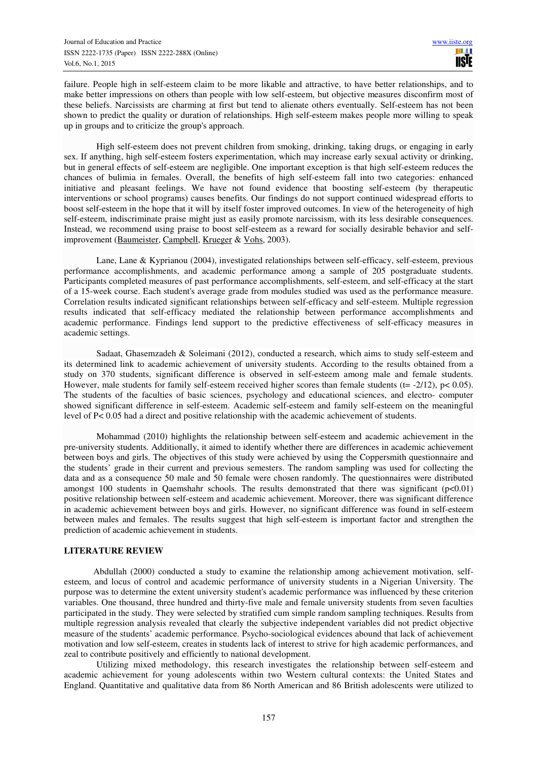failure. People high in self-esteem claim to be more likable and attractive, to have better relationships, and to make better impressions on others than people with low self-esteem, but objective measures disconfirm most of these beliefs. Narcissists are charming at first but tend to alienate others eventually. Self-esteem has not been shown to predict the quality or duration of relationships. High self-esteem makes people more willing to speak up in groups and to criticize the group's approach.

High self-esteem does not prevent children from smoking, drinking, taking drugs, or engaging in early sex. If anything, high self-esteem fosters experimentation, which may increase early sexual activity or drinking, but in general effects of self-esteem are negligible. One important exception is that high self-esteem reduces the chances of bulimia in females. Overall, the benefits of high self-esteem fall into two categories: enhanced initiative and pleasant feelings. We have not found evidence that boosting self-esteem (by therapeutic interventions or school programs) causes benefits. Our findings do not support continued widespread efforts to boost self-esteem in the hope that it will by itself foster improved outcomes. In view of the heterogeneity of high self-esteem, indiscriminate praise might just as easily promote narcissism, with its less desirable consequences. Instead, we recommend using praise to boost self-esteem as a reward for socially desirable behavior and self-improvement (Baumeister, Campbell, Krueger & Vohs, 2003).

Lane, Lane & Kyprianou (2004), investigated relationships between self-efficacy, self-esteem, previous performance accomplishments, and academic performance among a sample of 205 postgraduate students. Participants completed measures of past performance accomplishments, self-esteem, and self-efficacy at the start of a 15-week course. Each student's average grade from modules studied was used as the performance measure. Correlation results indicated significant relationships between self-efficacy and self-esteem. Multiple regression results indicated that self-efficacy mediated the relationship between performance accomplishments and academic performance. Findings lend support to the predictive effectiveness of self-efficacy measures in academic settings.

Sadaat, Ghasemzadeh & Soleimani (2012), conducted a research, which aims to study self-esteem and its determined link to academic achievement of university students. According to the results obtained from a study on 370 students, significant difference is observed in self-esteem among male and female students. However, male students for family self-esteem received higher scores than female students (t= -2/12), p< 0.05). The students of the faculties of basic sciences, psychology and educational sciences, and electro- computer showed significant difference in self-esteem. Academic self-esteem and family self-esteem on the meaningful level of P< 0.05 had a direct and positive relationship with the academic achievement of students.

Mohammad (2010) highlights the relationship between self-esteem and academic achievement in the pre-university students. Additionally, it aimed to identify whether there are differences in academic achievement between boys and girls. The objectives of this study were achieved by using the Coppersmith questionnaire and the students' grade in their current and previous semesters. The random sampling was used for collecting the data and as a consequence 50 male and 50 female were chosen randomly. The questionnaires were distributed amongst 100 students in Qaemshahr schools. The results demonstrated that there was significant (p<0.01) positive relationship between self-esteem and academic achievement. Moreover, there was significant difference in academic achievement between boys and girls. However, no significant difference was found in self-esteem between males and females. The results suggest that high self-esteem is important factor and strengthen the prediction of academic achievement in students.

## LITERATURE REVIEW

Abdullah (2000) conducted a study to examine the relationship among achievement motivation, self-esteem, and locus of control and academic performance of university students in a Nigerian University. The purpose was to determine the extent university student's academic performance was influenced by these criterion variables. One thousand, three hundred and thirty-five male and female university students from seven faculties participated in the study. They were selected by stratified cum simple random sampling techniques. Results from multiple regression analysis revealed that clearly the subjective independent variables did not predict objective measure of the students' academic performance. Psycho-sociological evidences abound that lack of achievement motivation and low self-esteem, creates in students lack of interest to strive for high academic performances, and zeal to contribute positively and efficiently to national development.

Utilizing mixed methodology, this research investigates the relationship between self-esteem and academic achievement for young adolescents within two Western cultural contexts: the United States and England. Quantitative and qualitative data from 86 North American and 86 British adolescents were utilized to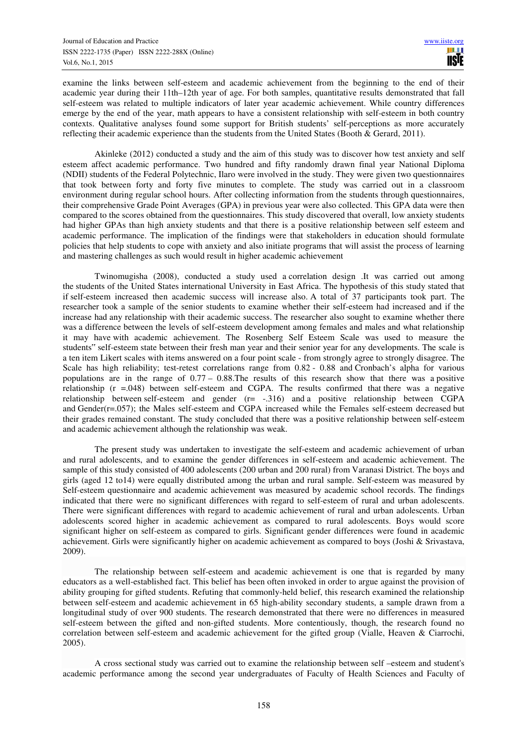examine the links between self-esteem and academic achievement from the beginning to the end of their academic year during their 11th–12th year of age. For both samples, quantitative results demonstrated that fall self-esteem was related to multiple indicators of later year academic achievement. While country differences emerge by the end of the year, math appears to have a consistent relationship with self-esteem in both country contexts. Qualitative analyses found some support for British students' self-perceptions as more accurately reflecting their academic experience than the students from the United States (Booth & Gerard, 2011).

Akinleke (2012) conducted a study and the aim of this study was to discover how test anxiety and self esteem affect academic performance. Two hundred and fifty randomly drawn final year National Diploma (NDII) students of the Federal Polytechnic, Ilaro were involved in the study. They were given two questionnaires that took between forty and forty five minutes to complete. The study was carried out in a classroom environment during regular school hours. After collecting information from the students through questionnaires, their comprehensive Grade Point Averages (GPA) in previous year were also collected. This GPA data were then compared to the scores obtained from the questionnaires. This study discovered that overall, low anxiety students had higher GPAs than high anxiety students and that there is a positive relationship between self esteem and academic performance. The implication of the findings were that stakeholders in education should formulate policies that help students to cope with anxiety and also initiate programs that will assist the process of learning and mastering challenges as such would result in higher academic achievement

Twinomugisha (2008), conducted a study used a correlation design .It was carried out among the students of the United States international University in East Africa. The hypothesis of this study stated that if self-esteem increased then academic success will increase also. A total of 37 participants took part. The researcher took a sample of the senior students to examine whether their self-esteem had increased and if the increase had any relationship with their academic success. The researcher also sought to examine whether there was a difference between the levels of self-esteem development among females and males and what relationship it may have with academic achievement. The Rosenberg Self Esteem Scale was used to measure the students" self-esteem state between their fresh man year and their senior year for any developments. The scale is a ten item Likert scales with items answered on a four point scale - from strongly agree to strongly disagree. The Scale has high reliability; test-retest correlations range from 0.82 - 0.88 and Cronbach's alpha for various populations are in the range of 0.77 – 0.88.The results of this research show that there was a positive relationship (r =.048) between self-esteem and CGPA. The results confirmed that there was a negative relationship between self-esteem and gender (r= -.316) and a positive relationship between CGPA and Gender(r=.057); the Males self-esteem and CGPA increased while the Females self-esteem decreased but their grades remained constant. The study concluded that there was a positive relationship between self-esteem and academic achievement although the relationship was weak.

The present study was undertaken to investigate the self-esteem and academic achievement of urban and rural adolescents, and to examine the gender differences in self-esteem and academic achievement. The sample of this study consisted of 400 adolescents (200 urban and 200 rural) from Varanasi District. The boys and girls (aged 12 to14) were equally distributed among the urban and rural sample. Self-esteem was measured by Self-esteem questionnaire and academic achievement was measured by academic school records. The findings indicated that there were no significant differences with regard to self-esteem of rural and urban adolescents. There were significant differences with regard to academic achievement of rural and urban adolescents. Urban adolescents scored higher in academic achievement as compared to rural adolescents. Boys would score significant higher on self-esteem as compared to girls. Significant gender differences were found in academic achievement. Girls were significantly higher on academic achievement as compared to boys (Joshi & Srivastava, 2009).

The relationship between self-esteem and academic achievement is one that is regarded by many educators as a well-established fact. This belief has been often invoked in order to argue against the provision of ability grouping for gifted students. Refuting that commonly-held belief, this research examined the relationship between self-esteem and academic achievement in 65 high-ability secondary students, a sample drawn from a longitudinal study of over 900 students. The research demonstrated that there were no differences in measured self-esteem between the gifted and non-gifted students. More contentiously, though, the research found no correlation between self-esteem and academic achievement for the gifted group (Vialle, Heaven & Ciarrochi, 2005).

A cross sectional study was carried out to examine the relationship between self –esteem and student's academic performance among the second year undergraduates of Faculty of Health Sciences and Faculty of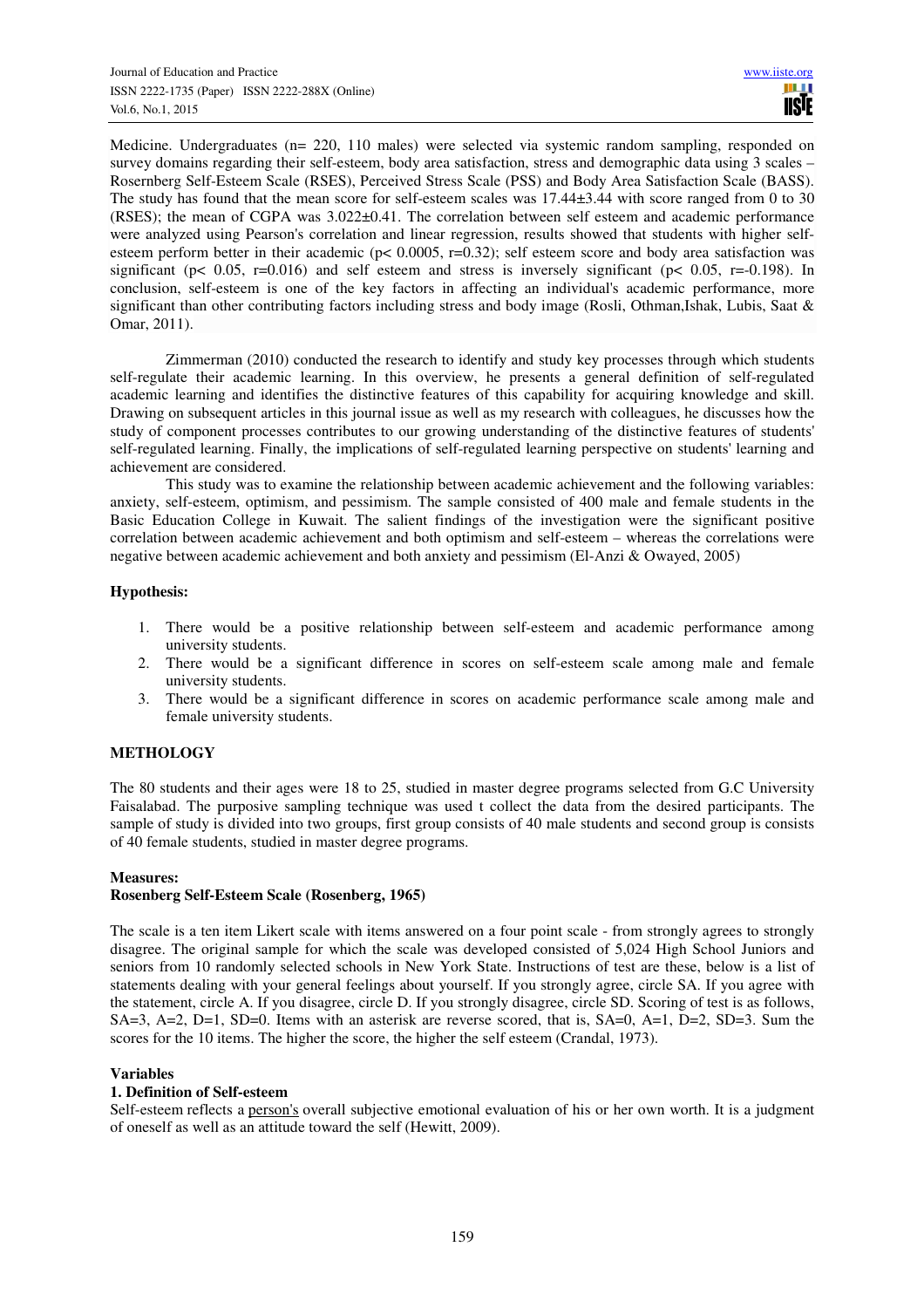Medicine. Undergraduates (n= 220, 110 males) were selected via systemic random sampling, responded on survey domains regarding their self-esteem, body area satisfaction, stress and demographic data using 3 scales – Rosernberg Self-Esteem Scale (RSES), Perceived Stress Scale (PSS) and Body Area Satisfaction Scale (BASS). The study has found that the mean score for self-esteem scales was 17.44±3.44 with score ranged from 0 to 30 (RSES); the mean of CGPA was 3.022±0.41. The correlation between self esteem and academic performance were analyzed using Pearson's correlation and linear regression, results showed that students with higher self-esteem perform better in their academic ($p < 0.0005$, $r=0.32$); self esteem score and body area satisfaction was significant ($p < 0.05$, $r=0.016$) and self esteem and stress is inversely significant ($p < 0.05$, $r=-0.198$). In conclusion, self-esteem is one of the key factors in affecting an individual's academic performance, more significant than other contributing factors including stress and body image (Rosli, Othman,Ishak, Lubis, Saat & Omar, 2011).

Zimmerman (2010) conducted the research to identify and study key processes through which students self-regulate their academic learning. In this overview, he presents a general definition of self-regulated academic learning and identifies the distinctive features of this capability for acquiring knowledge and skill. Drawing on subsequent articles in this journal issue as well as my research with colleagues, he discusses how the study of component processes contributes to our growing understanding of the distinctive features of students' self-regulated learning. Finally, the implications of self-regulated learning perspective on students' learning and achievement are considered.

This study was to examine the relationship between academic achievement and the following variables: anxiety, self-esteem, optimism, and pessimism. The sample consisted of 400 male and female students in the Basic Education College in Kuwait. The salient findings of the investigation were the significant positive correlation between academic achievement and both optimism and self-esteem – whereas the correlations were negative between academic achievement and both anxiety and pessimism (El-Anzi & Owayed, 2005)

### Hypothesis:

1. There would be a positive relationship between self-esteem and academic performance among university students.
2. There would be a significant difference in scores on self-esteem scale among male and female university students.
3. There would be a significant difference in scores on academic performance scale among male and female university students.

## METHOLOGY

The 80 students and their ages were 18 to 25, studied in master degree programs selected from G.C University Faisalabad. The purposive sampling technique was used t collect the data from the desired participants. The sample of study is divided into two groups, first group consists of 40 male students and second group is consists of 40 female students, studied in master degree programs.

### Measures:

### Rosenberg Self-Esteem Scale (Rosenberg, 1965)

The scale is a ten item Likert scale with items answered on a four point scale - from strongly agrees to strongly disagree. The original sample for which the scale was developed consisted of 5,024 High School Juniors and seniors from 10 randomly selected schools in New York State. Instructions of test are these, below is a list of statements dealing with your general feelings about yourself. If you strongly agree, circle SA. If you agree with the statement, circle A. If you disagree, circle D. If you strongly disagree, circle SD. Scoring of test is as follows, SA=3, A=2, D=1, SD=0. Items with an asterisk are reverse scored, that is, SA=0, A=1, D=2, SD=3. Sum the scores for the 10 items. The higher the score, the higher the self esteem (Crandal, 1973).

### Variables

### 1. Definition of Self-esteem

Self-esteem reflects a person's overall subjective emotional evaluation of his or her own worth. It is a judgment of oneself as well as an attitude toward the self (Hewitt, 2009).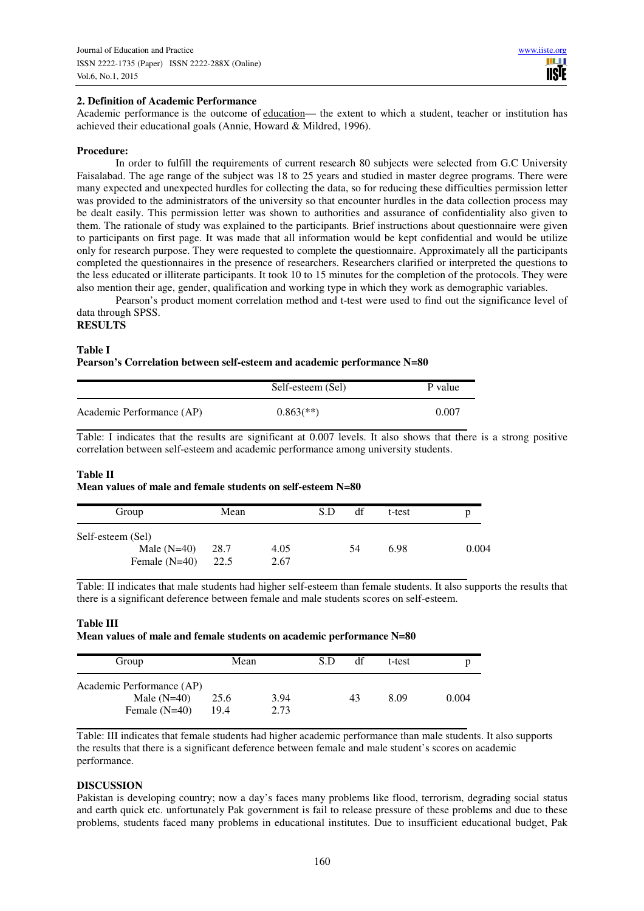## 2. Definition of Academic Performance

Academic performance is the outcome of education— the extent to which a student, teacher or institution has achieved their educational goals (Annie, Howard & Mildred, 1996).

**Procedure:**

In order to fulfill the requirements of current research 80 subjects were selected from G.C University Faisalabad. The age range of the subject was 18 to 25 years and studied in master degree programs. There were many expected and unexpected hurdles for collecting the data, so for reducing these difficulties permission letter was provided to the administrators of the university so that encounter hurdles in the data collection process may be dealt easily. This permission letter was shown to authorities and assurance of confidentiality also given to them. The rationale of study was explained to the participants. Brief instructions about questionnaire were given to participants on first page. It was made that all information would be kept confidential and would be utilize only for research purpose. They were requested to complete the questionnaire. Approximately all the participants completed the questionnaires in the presence of researchers. Researchers clarified or interpreted the questions to the less educated or illiterate participants. It took 10 to 15 minutes for the completion of the protocols. They were also mention their age, gender, qualification and working type in which they work as demographic variables.

Pearson's product moment correlation method and t-test were used to find out the significance level of data through SPSS.

**RESULTS**

**Table I**

**Pearson's Correlation between self-esteem and academic performance N=80**

| | Self-esteem (Sel) | P value |
|---|---|---|
| Academic Performance (AP) | 0.863(**) | 0.007 |

Table: I indicates that the results are significant at 0.007 levels. It also shows that there is a strong positive correlation between self-esteem and academic performance among university students.

**Table II**

**Mean values of male and female students on self-esteem N=80**

| Group | Mean | S.D | df | t-test | p |
|---|---|---|---|---|---|
| Self-esteem (Sel) | | | | | |
| Male (N=40) | 28.7 | 4.05 | 54 | 6.98 | 0.004 |
| Female (N=40) | 22.5 | 2.67 | | | |

Table: II indicates that male students had higher self-esteem than female students. It also supports the results that there is a significant deference between female and male students scores on self-esteem.

**Table III**

**Mean values of male and female students on academic performance N=80**

| Group | Mean | S.D | df | t-test | p |
|---|---|---|---|---|---|
| Academic Performance (AP) | | | | | |
| Male (N=40) | 25.6 | 3.94 | 43 | 8.09 | 0.004 |
| Female (N=40) | 19.4 | 2.73 | | | |

Table: III indicates that female students had higher academic performance than male students. It also supports the results that there is a significant deference between female and male student's scores on academic performance.

**DISCUSSION**

Pakistan is developing country; now a day's faces many problems like flood, terrorism, degrading social status and earth quick etc. unfortunately Pak government is fail to release pressure of these problems and due to these problems, students faced many problems in educational institutes. Due to insufficient educational budget, Pak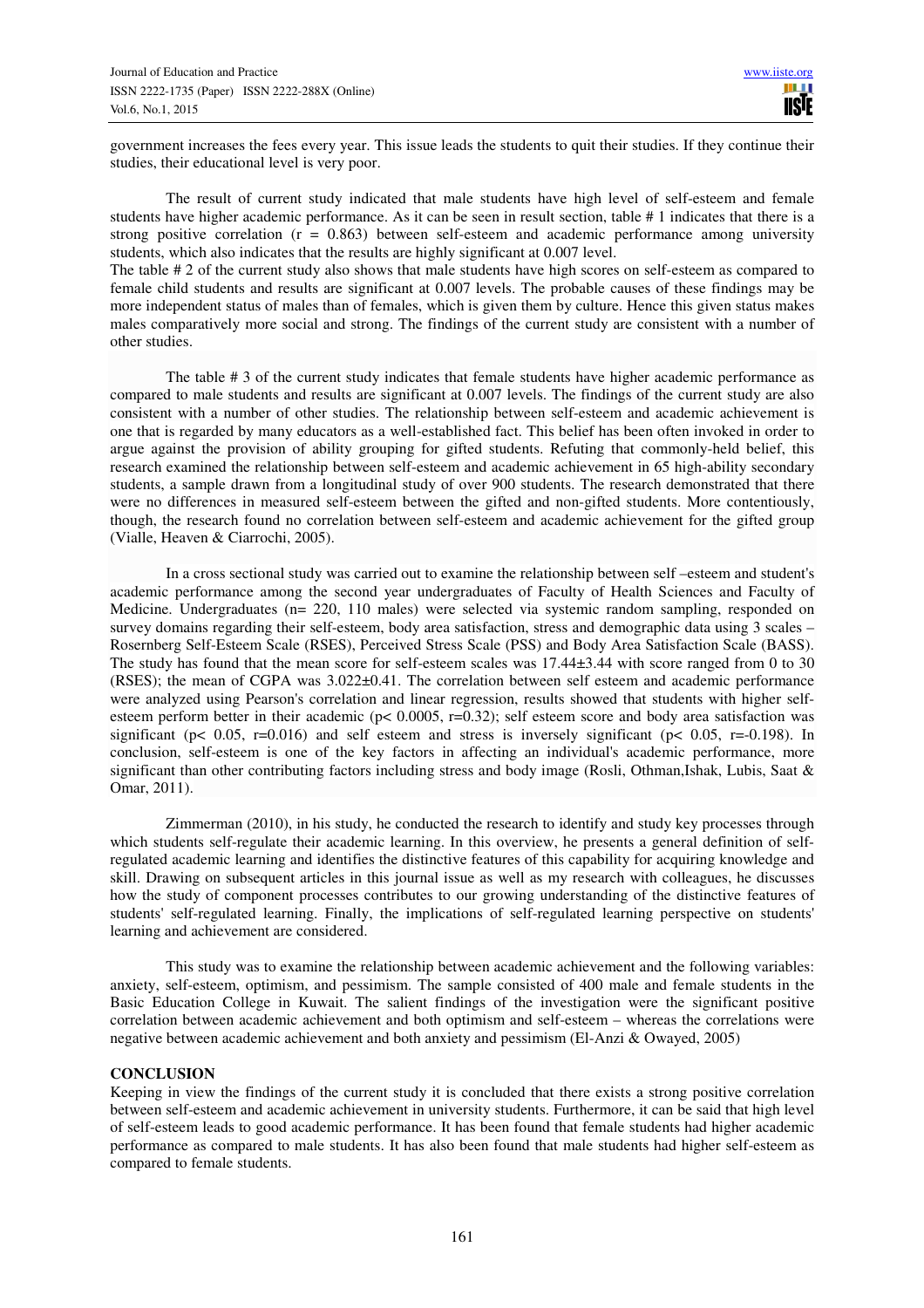government increases the fees every year. This issue leads the students to quit their studies. If they continue their studies, their educational level is very poor.

The result of current study indicated that male students have high level of self-esteem and female students have higher academic performance. As it can be seen in result section, table # 1 indicates that there is a strong positive correlation ($r = 0.863$) between self-esteem and academic performance among university students, which also indicates that the results are highly significant at 0.007 level.
The table # 2 of the current study also shows that male students have high scores on self-esteem as compared to female child students and results are significant at 0.007 levels. The probable causes of these findings may be more independent status of males than of females, which is given them by culture. Hence this given status makes males comparatively more social and strong. The findings of the current study are consistent with a number of other studies.

The table # 3 of the current study indicates that female students have higher academic performance as compared to male students and results are significant at 0.007 levels. The findings of the current study are also consistent with a number of other studies. The relationship between self-esteem and academic achievement is one that is regarded by many educators as a well-established fact. This belief has been often invoked in order to argue against the provision of ability grouping for gifted students. Refuting that commonly-held belief, this research examined the relationship between self-esteem and academic achievement in 65 high-ability secondary students, a sample drawn from a longitudinal study of over 900 students. The research demonstrated that there were no differences in measured self-esteem between the gifted and non-gifted students. More contentiously, though, the research found no correlation between self-esteem and academic achievement for the gifted group (Vialle, Heaven & Ciarrochi, 2005).

In a cross sectional study was carried out to examine the relationship between self –esteem and student's academic performance among the second year undergraduates of Faculty of Health Sciences and Faculty of Medicine. Undergraduates (n= 220, 110 males) were selected via systemic random sampling, responded on survey domains regarding their self-esteem, body area satisfaction, stress and demographic data using 3 scales – Rosernberg Self-Esteem Scale (RSES), Perceived Stress Scale (PSS) and Body Area Satisfaction Scale (BASS). The study has found that the mean score for self-esteem scales was $17.44 \pm 3.44$ with score ranged from 0 to 30 (RSES); the mean of CGPA was $3.022 \pm 0.41$. The correlation between self esteem and academic performance were analyzed using Pearson's correlation and linear regression, results showed that students with higher self-esteem perform better in their academic ($p < 0.0005$, $r=0.32$); self esteem score and body area satisfaction was significant ($p < 0.05$, $r=0.016$) and self esteem and stress is inversely significant ($p < 0.05$, $r=-0.198$). In conclusion, self-esteem is one of the key factors in affecting an individual's academic performance, more significant than other contributing factors including stress and body image (Rosli, Othman,Ishak, Lubis, Saat & Omar, 2011).

Zimmerman (2010), in his study, he conducted the research to identify and study key processes through which students self-regulate their academic learning. In this overview, he presents a general definition of self-regulated academic learning and identifies the distinctive features of this capability for acquiring knowledge and skill. Drawing on subsequent articles in this journal issue as well as my research with colleagues, he discusses how the study of component processes contributes to our growing understanding of the distinctive features of students' self-regulated learning. Finally, the implications of self-regulated learning perspective on students' learning and achievement are considered.

This study was to examine the relationship between academic achievement and the following variables: anxiety, self-esteem, optimism, and pessimism. The sample consisted of 400 male and female students in the Basic Education College in Kuwait. The salient findings of the investigation were the significant positive correlation between academic achievement and both optimism and self-esteem – whereas the correlations were negative between academic achievement and both anxiety and pessimism (El-Anzi & Owayed, 2005)

## CONCLUSION

Keeping in view the findings of the current study it is concluded that there exists a strong positive correlation between self-esteem and academic achievement in university students. Furthermore, it can be said that high level of self-esteem leads to good academic performance. It has been found that female students had higher academic performance as compared to male students. It has also been found that male students had higher self-esteem as compared to female students.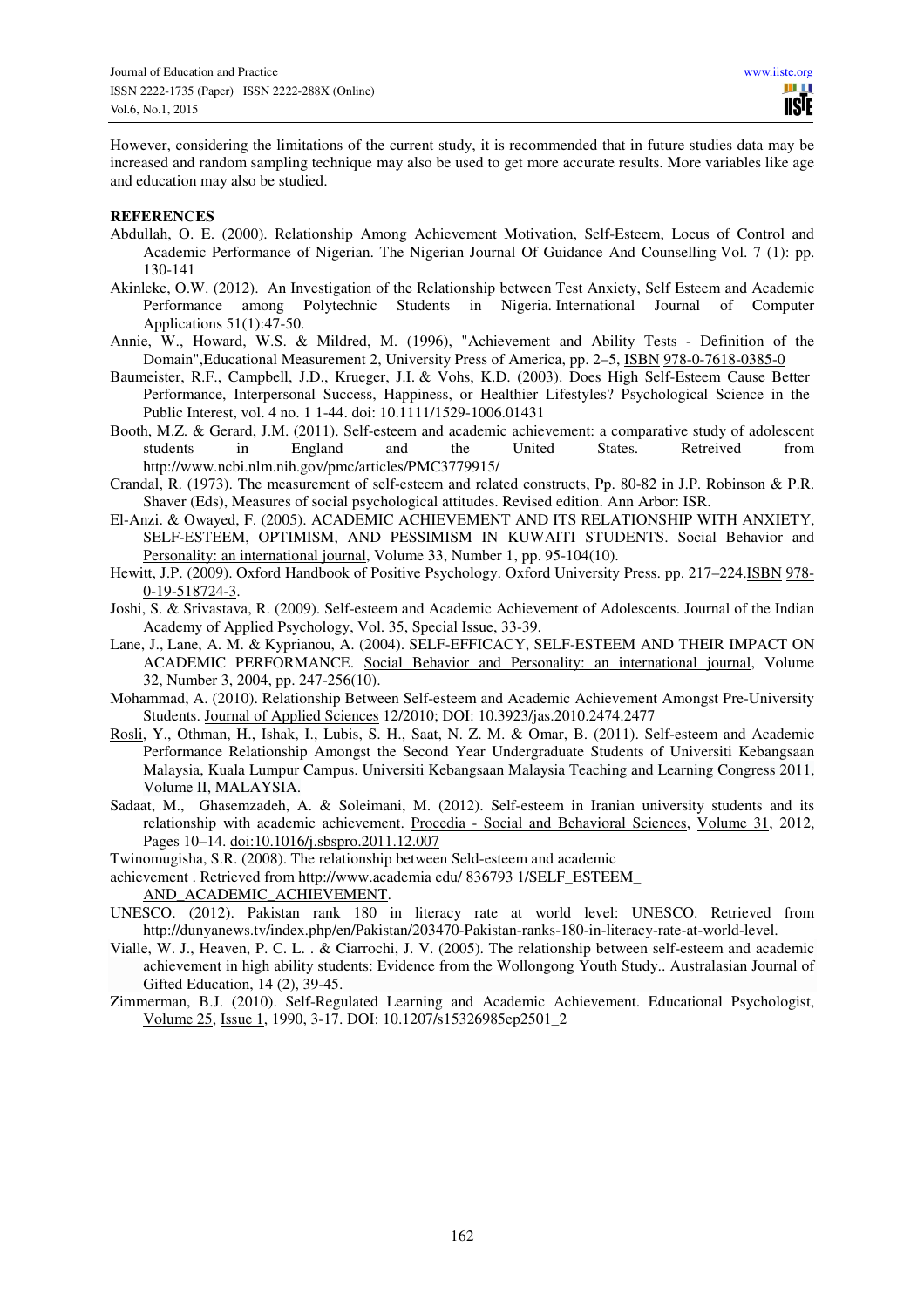However, considering the limitations of the current study, it is recommended that in future studies data may be increased and random sampling technique may also be used to get more accurate results. More variables like age and education may also be studied.

**REFERENCES**

Abdullah, O. E. (2000). Relationship Among Achievement Motivation, Self-Esteem, Locus of Control and Academic Performance of Nigerian. The Nigerian Journal Of Guidance And Counselling Vol. 7 (1): pp. 130-141

Akinleke, O.W. (2012). An Investigation of the Relationship between Test Anxiety, Self Esteem and Academic Performance among Polytechnic Students in Nigeria. International Journal of Computer Applications 51(1):47-50.

Annie, W., Howard, W.S. & Mildred, M. (1996), "Achievement and Ability Tests - Definition of the Domain",Educational Measurement 2, University Press of America, pp. 2–5, ISBN 978-0-7618-0385-0

Baumeister, R.F., Campbell, J.D., Krueger, J.I. & Vohs, K.D. (2003). Does High Self-Esteem Cause Better Performance, Interpersonal Success, Happiness, or Healthier Lifestyles? Psychological Science in the Public Interest, vol. 4 no. 1 1-44. doi: 10.1111/1529-1006.01431

Booth, M.Z. & Gerard, J.M. (2011). Self-esteem and academic achievement: a comparative study of adolescent students in England and the United States. Retreived from http://www.ncbi.nlm.nih.gov/pmc/articles/PMC3779915/

Crandal, R. (1973). The measurement of self-esteem and related constructs, Pp. 80-82 in J.P. Robinson & P.R. Shaver (Eds), Measures of social psychological attitudes. Revised edition. Ann Arbor: ISR.

El-Anzi. & Owayed, F. (2005). ACADEMIC ACHIEVEMENT AND ITS RELATIONSHIP WITH ANXIETY, SELF-ESTEEM, OPTIMISM, AND PESSIMISM IN KUWAITI STUDENTS. Social Behavior and Personality: an international journal, Volume 33, Number 1, pp. 95-104(10).

Hewitt, J.P. (2009). Oxford Handbook of Positive Psychology. Oxford University Press. pp. 217–224.ISBN 978-0-19-518724-3.

Joshi, S. & Srivastava, R. (2009). Self-esteem and Academic Achievement of Adolescents. Journal of the Indian Academy of Applied Psychology, Vol. 35, Special Issue, 33-39.

Lane, J., Lane, A. M. & Kyprianou, A. (2004). SELF-EFFICACY, SELF-ESTEEM AND THEIR IMPACT ON ACADEMIC PERFORMANCE. Social Behavior and Personality: an international journal, Volume 32, Number 3, 2004, pp. 247-256(10).

Mohammad, A. (2010). Relationship Between Self-esteem and Academic Achievement Amongst Pre-University Students. Journal of Applied Sciences 12/2010; DOI: 10.3923/jas.2010.2474.2477

Rosli, Y., Othman, H., Ishak, I., Lubis, S. H., Saat, N. Z. M. & Omar, B. (2011). Self-esteem and Academic Performance Relationship Amongst the Second Year Undergraduate Students of Universiti Kebangsaan Malaysia, Kuala Lumpur Campus. Universiti Kebangsaan Malaysia Teaching and Learning Congress 2011, Volume II, MALAYSIA.

Sadaat, M., Ghasemzadeh, A. & Soleimani, M. (2012). Self-esteem in Iranian university students and its relationship with academic achievement. Procedia - Social and Behavioral Sciences, Volume 31, 2012, Pages 10–14. doi:10.1016/j.sbspro.2011.12.007

Twinomugisha, S.R. (2008). The relationship between Seld-esteem and academic achievement . Retrieved from http://www.academia edu/ 836793 1/SELF_ESTEEM_ AND_ACADEMIC_ACHIEVEMENT.

UNESCO. (2012). Pakistan rank 180 in literacy rate at world level: UNESCO. Retrieved from http://dunyanews.tv/index.php/en/Pakistan/203470-Pakistan-ranks-180-in-literacy-rate-at-world-level.

Vialle, W. J., Heaven, P. C. L. . & Ciarrochi, J. V. (2005). The relationship between self-esteem and academic achievement in high ability students: Evidence from the Wollongong Youth Study.. Australasian Journal of Gifted Education, 14 (2), 39-45.

Zimmerman, B.J. (2010). Self-Regulated Learning and Academic Achievement. Educational Psychologist, Volume 25, Issue 1, 1990, 3-17. DOI: 10.1207/s15326985ep2501_2